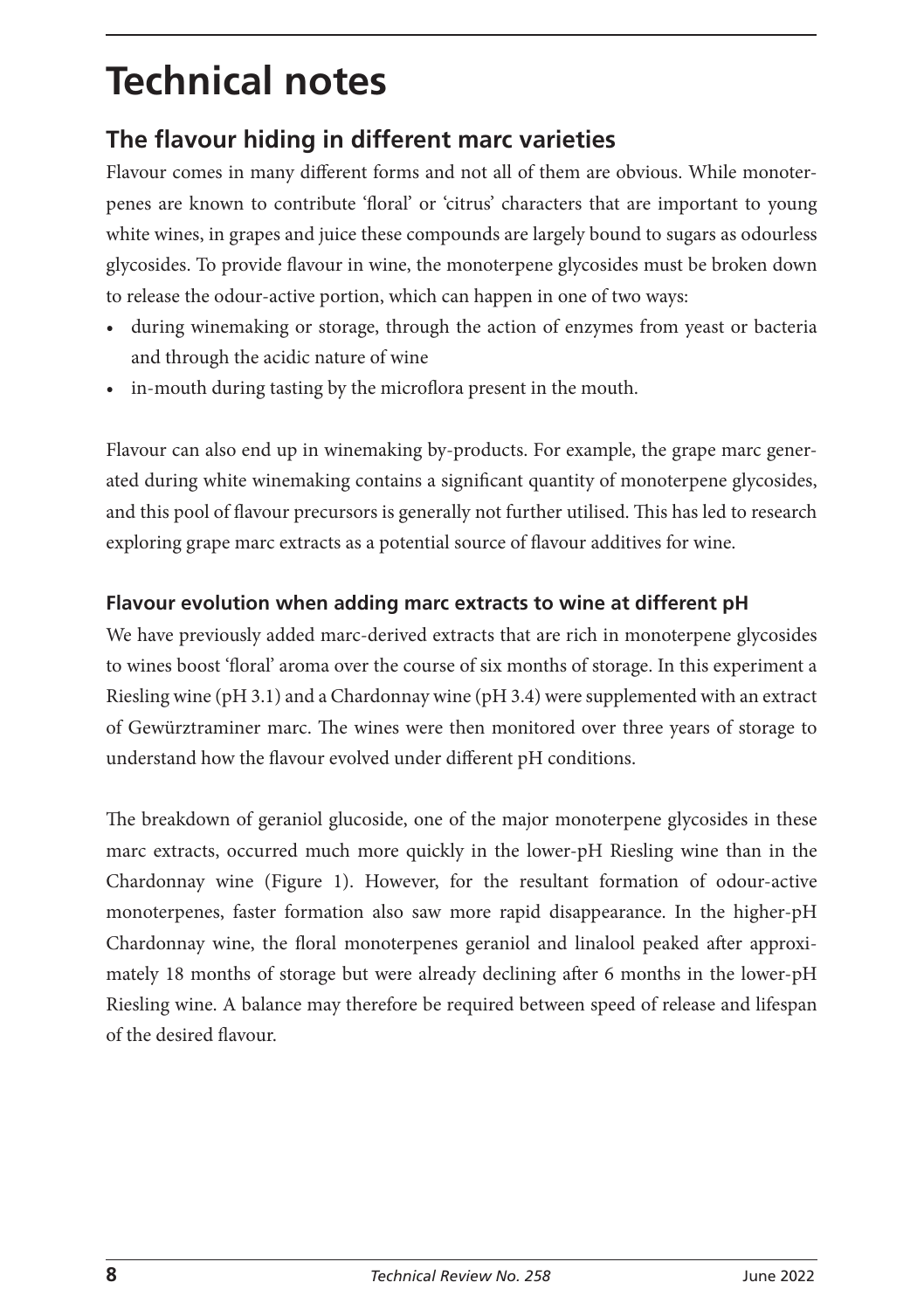# Technical notes

## The flavour hiding in different marc varieties

Flavour comes in many different forms and not all of them are obvious. While monoterpenes are known to contribute 'floral' or 'citrus' characters that are important to young white wines, in grapes and juice these compounds are largely bound to sugars as odourless glycosides. To provide flavour in wine, the monoterpene glycosides must be broken down to release the odour-active portion, which can happen in one of two ways:

- during winemaking or storage, through the action of enzymes from yeast or bacteria and through the acidic nature of wine
- in-mouth during tasting by the microflora present in the mouth.

Flavour can also end up in winemaking by-products. For example, the grape marc generated during white winemaking contains a significant quantity of monoterpene glycosides, and this pool of flavour precursors is generally not further utilised. This has led to research exploring grape marc extracts as a potential source of flavour additives for wine.

### Flavour evolution when adding marc extracts to wine at different pH

We have previously added marc-derived extracts that are rich in monoterpene glycosides to wines boost 'floral' aroma over the course of six months of storage. In this experiment a Riesling wine (pH 3.1) and a Chardonnay wine (pH 3.4) were supplemented with an extract of Gewürztraminer marc. The wines were then monitored over three years of storage to understand how the flavour evolved under different pH conditions.

The breakdown of geraniol glucoside, one of the major monoterpene glycosides in these marc extracts, occurred much more quickly in the lower-pH Riesling wine than in the Chardonnay wine (Figure 1). However, for the resultant formation of odour-active monoterpenes, faster formation also saw more rapid disappearance. In the higher-pH Chardonnay wine, the floral monoterpenes geraniol and linalool peaked after approximately 18 months of storage but were already declining after 6 months in the lower-pH Riesling wine. A balance may therefore be required between speed of release and lifespan of the desired flavour.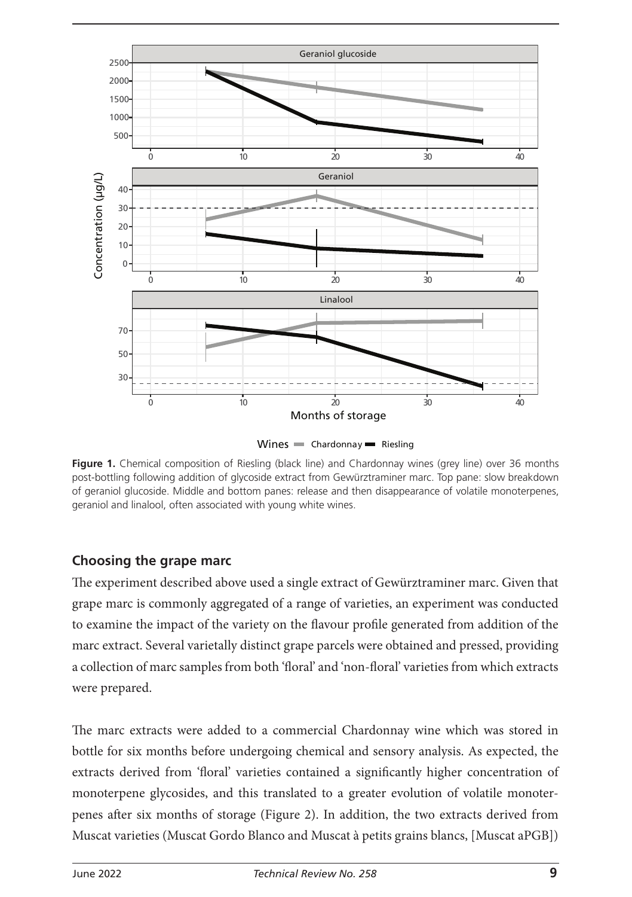**Figure 1.** Chemical composition of Riesling (black line) and Chardonnay wines (grey line) over 36 months post-bottling following addition of glycoside extract from Gewürztraminer marc. Top pane: slow breakdown of geraniol glucoside. Middle and bottom panes: release and then disappearance of volatile monoterpenes, geraniol and linalool, often associated with young white wines.

## Choosing the grape marc

The experiment described above used a single extract of Gewürztraminer marc. Given that grape marc is commonly aggregated of a range of varieties, an experiment was conducted to examine the impact of the variety on the flavour profile generated from addition of the marc extract. Several varietally distinct grape parcels were obtained and pressed, providing a collection of marc samples from both 'floral' and 'non-floral' varieties from which extracts were prepared.

The marc extracts were added to a commercial Chardonnay wine which was stored in bottle for six months before undergoing chemical and sensory analysis. As expected, the extracts derived from 'floral' varieties contained a significantly higher concentration of monoterpene glycosides, and this translated to a greater evolution of volatile monoterpenes after six months of storage (Figure 2). In addition, the two extracts derived from Muscat varieties (Muscat Gordo Blanco and Muscat à petits grains blancs, [Muscat aPGB])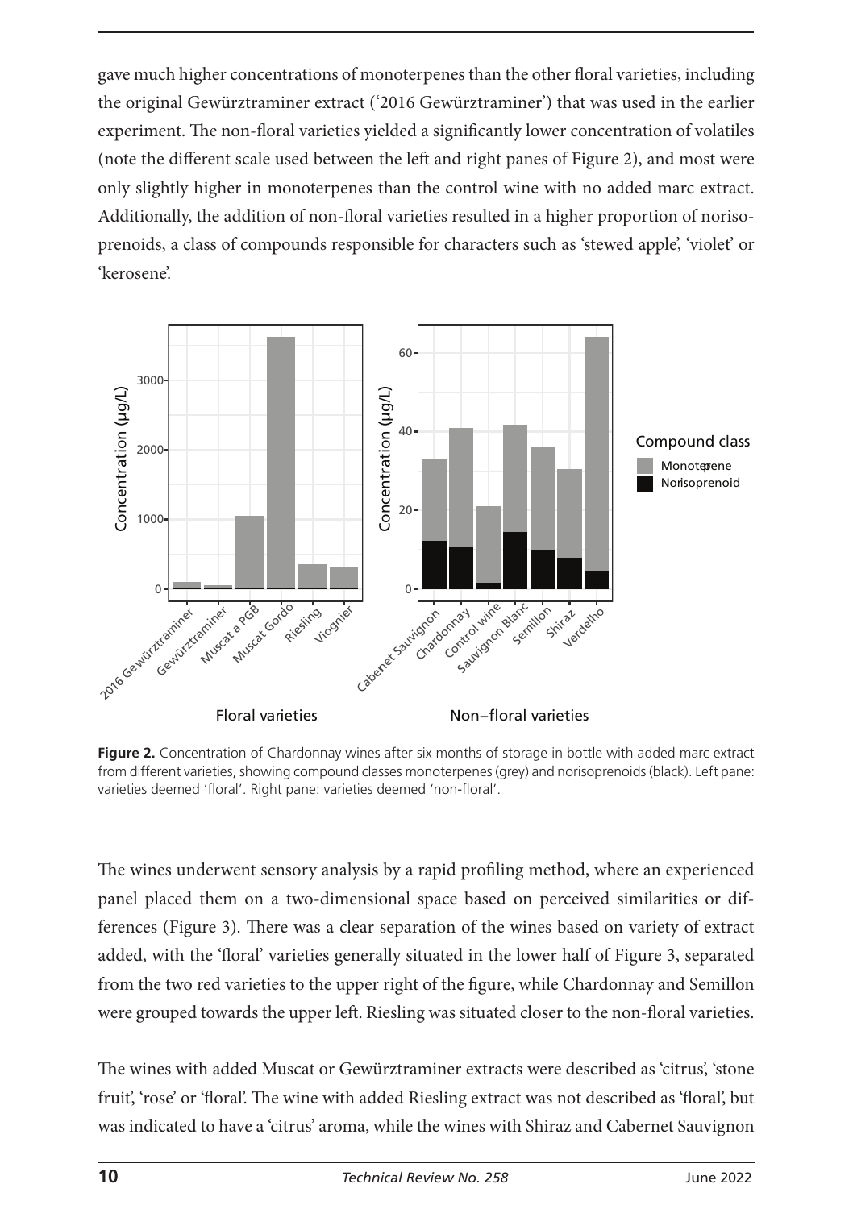gave much higher concentrations of monoterpenes than the other floral varieties, including the original Gewürztraminer extract ('2016 Gewürztraminer') that was used in the earlier experiment. The non-floral varieties yielded a significantly lower concentration of volatiles (note the different scale used between the left and right panes of Figure 2), and most were only slightly higher in monoterpenes than the control wine with no added marc extract. Additionally, the addition of non-floral varieties resulted in a higher proportion of norisoprenoids, a class of compounds responsible for characters such as 'stewed apple', 'violet' or 'kerosene'.

**Figure 2.** Concentration of Chardonnay wines after six months of storage in bottle with added marc extract from different varieties, showing compound classes monoterpenes (grey) and norisoprenoids (black). Left pane: varieties deemed 'floral'. Right pane: varieties deemed 'non-floral'.

The wines underwent sensory analysis by a rapid profiling method, where an experienced panel placed them on a two-dimensional space based on perceived similarities or differences (Figure 3). There was a clear separation of the wines based on variety of extract added, with the 'floral' varieties generally situated in the lower half of Figure 3, separated from the two red varieties to the upper right of the figure, while Chardonnay and Semillon were grouped towards the upper left. Riesling was situated closer to the non-floral varieties.

The wines with added Muscat or Gewürztraminer extracts were described as 'citrus', 'stone fruit', 'rose' or 'floral'. The wine with added Riesling extract was not described as 'floral', but was indicated to have a 'citrus' aroma, while the wines with Shiraz and Cabernet Sauvignon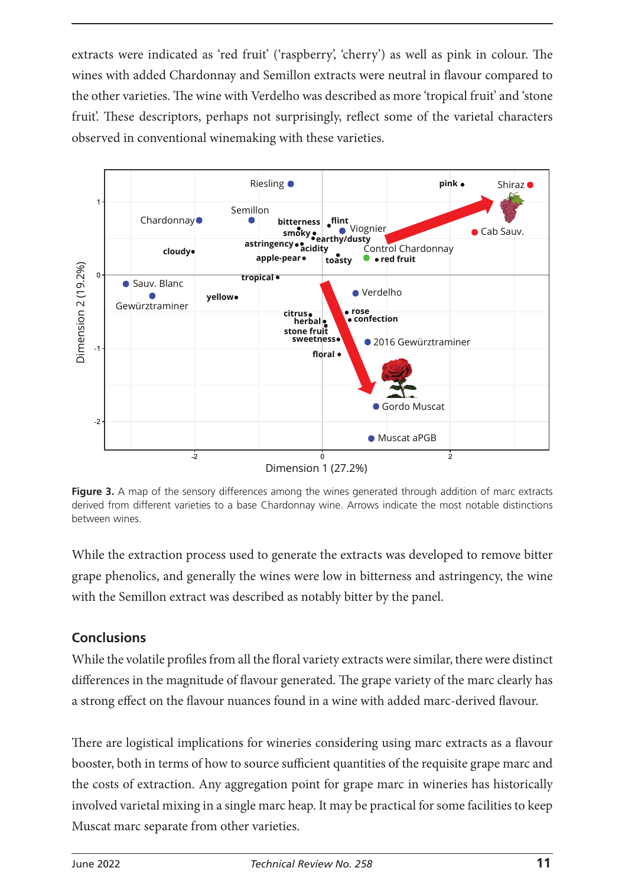extracts were indicated as 'red fruit' ('raspberry', 'cherry') as well as pink in colour. The wines with added Chardonnay and Semillon extracts were neutral in flavour compared to the other varieties. The wine with Verdelho was described as more 'tropical fruit' and 'stone fruit'. These descriptors, perhaps not surprisingly, reflect some of the varietal characters observed in conventional winemaking with these varieties.

**Figure 3.** A map of the sensory differences among the wines generated through addition of marc extracts derived from different varieties to a base Chardonnay wine. Arrows indicate the most notable distinctions between wines.

While the extraction process used to generate the extracts was developed to remove bitter grape phenolics, and generally the wines were low in bitterness and astringency, the wine with the Semillon extract was described as notably bitter by the panel.

## Conclusions

While the volatile profiles from all the floral variety extracts were similar, there were distinct differences in the magnitude of flavour generated. The grape variety of the marc clearly has a strong effect on the flavour nuances found in a wine with added marc-derived flavour.

There are logistical implications for wineries considering using marc extracts as a flavour booster, both in terms of how to source sufficient quantities of the requisite grape marc and the costs of extraction. Any aggregation point for grape marc in wineries has historically involved varietal mixing in a single marc heap. It may be practical for some facilities to keep Muscat marc separate from other varieties.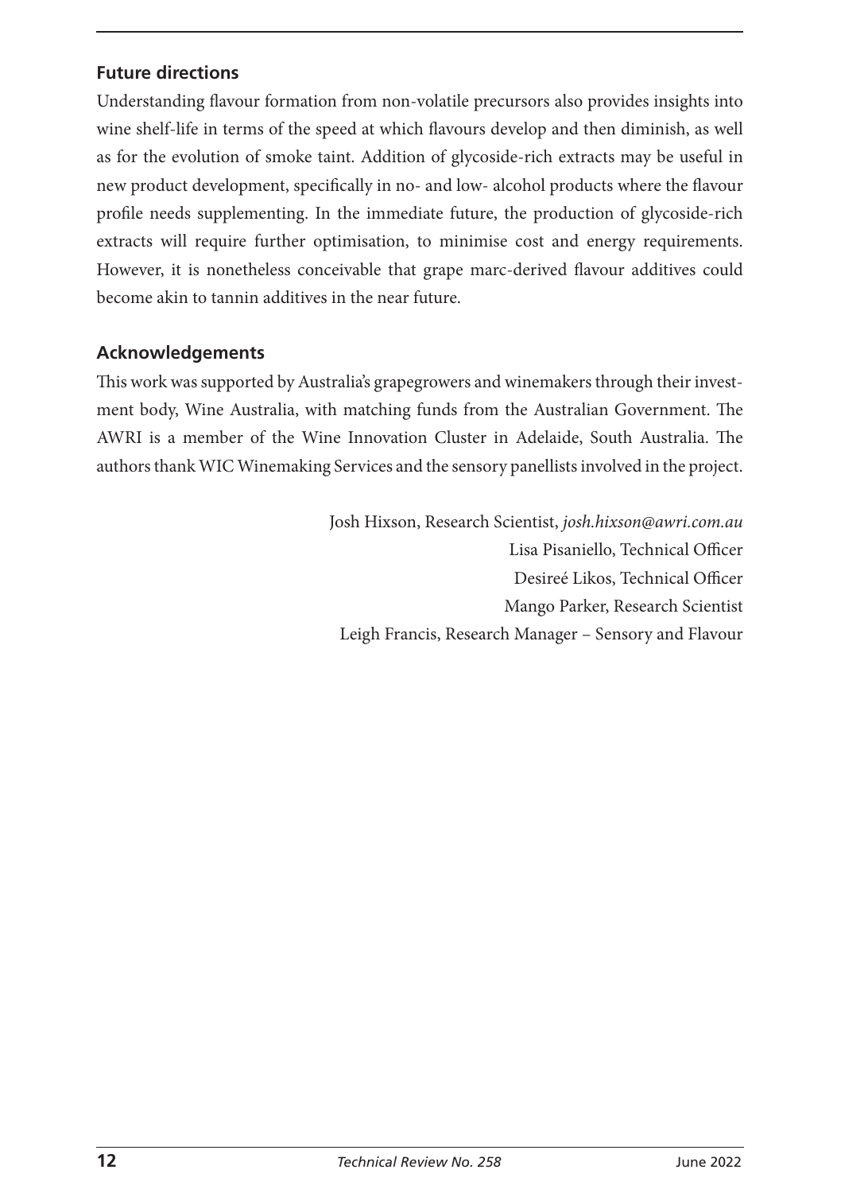## Future directions

Understanding flavour formation from non-volatile precursors also provides insights into wine shelf-life in terms of the speed at which flavours develop and then diminish, as well as for the evolution of smoke taint. Addition of glycoside-rich extracts may be useful in new product development, specifically in no- and low- alcohol products where the flavour profile needs supplementing. In the immediate future, the production of glycoside-rich extracts will require further optimisation, to minimise cost and energy requirements. However, it is nonetheless conceivable that grape marc-derived flavour additives could become akin to tannin additives in the near future.

## Acknowledgements

This work was supported by Australia's grapegrowers and winemakers through their investment body, Wine Australia, with matching funds from the Australian Government. The AWRI is a member of the Wine Innovation Cluster in Adelaide, South Australia. The authors thank WIC Winemaking Services and the sensory panellists involved in the project.

Josh Hixson, Research Scientist, *josh.hixson@awri.com.au*
Lisa Pisaniello, Technical Officer
Desireé Likos, Technical Officer
Mango Parker, Research Scientist
Leigh Francis, Research Manager – Sensory and Flavour